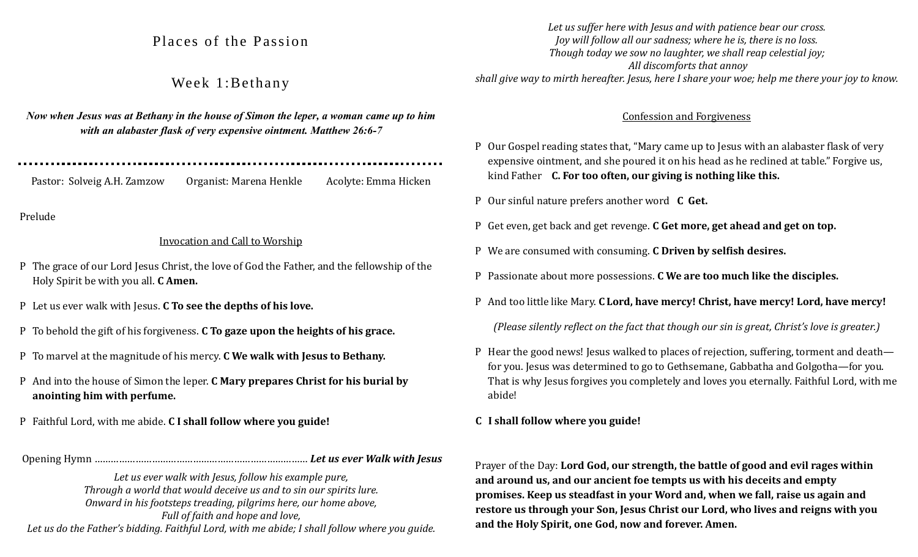# Places of the Passion

## Week 1:Bethany

***Now when Jesus was at Bethany in the house of Simon the leper, a woman came up to him with an alabaster flask of very expensive ointment. Matthew 26:6-7***

Pastor: Solveig A.H. Zamzow Organist: Marena Henkle Acolyte: Emma Hicken

Prelude

### Invocation and Call to Worship

P The grace of our Lord Jesus Christ, the love of God the Father, and the fellowship of the Holy Spirit be with you all. **C Amen.**

P Let us ever walk with Jesus. **C To see the depths of his love.**

P To behold the gift of his forgiveness. **C To gaze upon the heights of his grace.**

P To marvel at the magnitude of his mercy. **C We walk with Jesus to Bethany.**

P And into the house of Simon the leper. **C Mary prepares Christ for his burial by anointing him with perfume.**

P Faithful Lord, with me abide. **C I shall follow where you guide!**

Opening Hymn ……………………………………………………………… ***Let us ever Walk with Jesus***

*Let us ever walk with Jesus, follow his example pure,*
*Through a world that would deceive us and to sin our spirits lure.*
*Onward in his footsteps treading, pilgrims here, our home above,*
*Full of faith and hope and love,*
*Let us do the Father's bidding. Faithful Lord, with me abide; I shall follow where you guide.*

*Let us suffer here with Jesus and with patience bear our cross.*
*Joy will follow all our sadness; where he is, there is no loss.*
*Though today we sow no laughter, we shall reap celestial joy;*
*All discomforts that annoy*
*shall give way to mirth hereafter. Jesus, here I share your woe; help me there your joy to know.*

### Confession and Forgiveness

P Our Gospel reading states that, "Mary came up to Jesus with an alabaster flask of very expensive ointment, and she poured it on his head as he reclined at table." Forgive us, kind Father **C. For too often, our giving is nothing like this.**

P Our sinful nature prefers another word **C Get.**

P Get even, get back and get revenge. **C Get more, get ahead and get on top.**

P We are consumed with consuming. **C Driven by selfish desires.**

P Passionate about more possessions. **C We are too much like the disciples.**

P And too little like Mary. **C Lord, have mercy! Christ, have mercy! Lord, have mercy!**

*(Please silently reflect on the fact that though our sin is great, Christ's love is greater.)*

P Hear the good news! Jesus walked to places of rejection, suffering, torment and death—for you. Jesus was determined to go to Gethsemane, Gabbatha and Golgotha—for you. That is why Jesus forgives you completely and loves you eternally. Faithful Lord, with me abide!

**C I shall follow where you guide!**

Prayer of the Day: **Lord God, our strength, the battle of good and evil rages within and around us, and our ancient foe tempts us with his deceits and empty promises. Keep us steadfast in your Word and, when we fall, raise us again and restore us through your Son, Jesus Christ our Lord, who lives and reigns with you and the Holy Spirit, one God, now and forever. Amen.**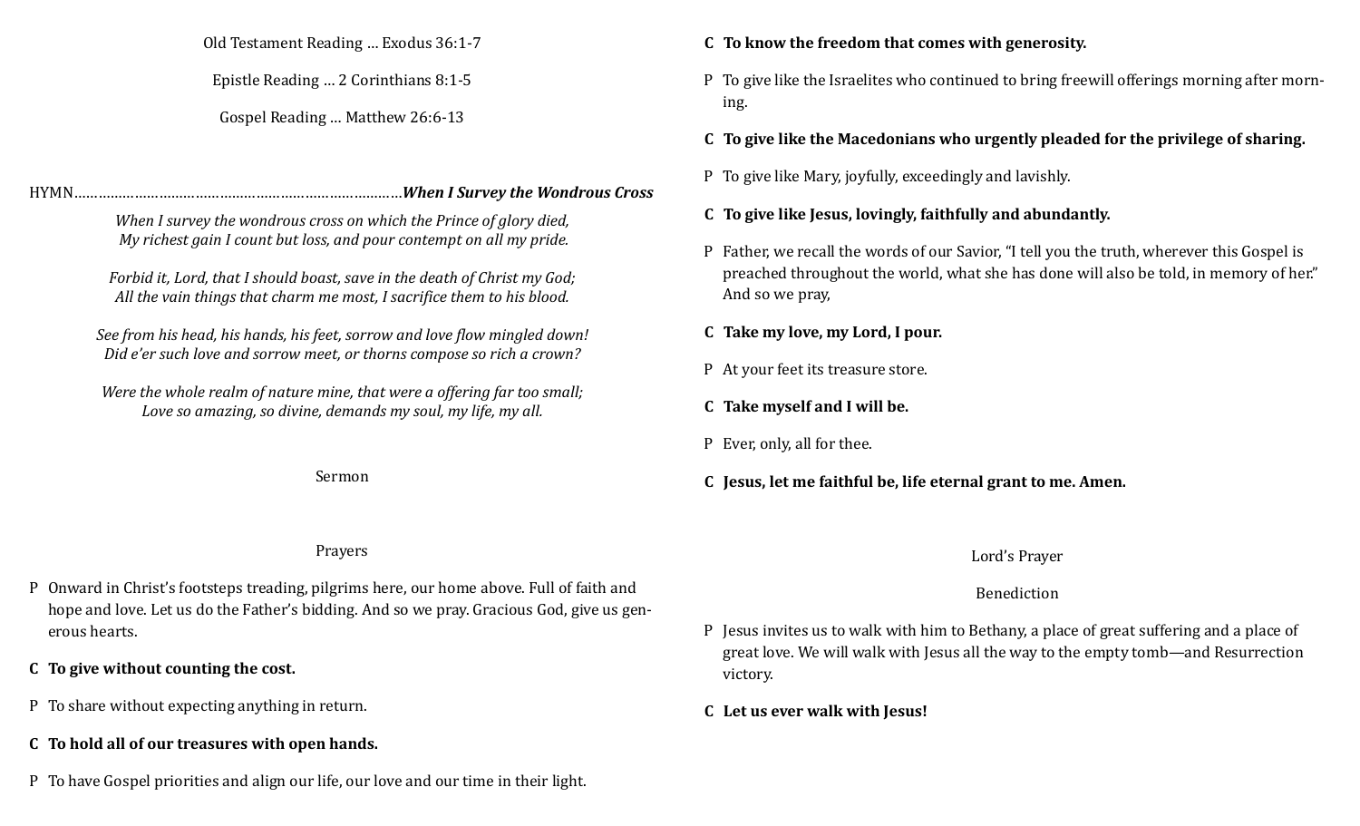Old Testament Reading … Exodus 36:1-7

Epistle Reading … 2 Corinthians 8:1-5

Gospel Reading … Matthew 26:6-13

HYMN……………………………………………………………………***When I Survey the Wondrous Cross***

*When I survey the wondrous cross on which the Prince of glory died,*
*My richest gain I count but loss, and pour contempt on all my pride.*

*Forbid it, Lord, that I should boast, save in the death of Christ my God;*
*All the vain things that charm me most, I sacrifice them to his blood.*

*See from his head, his hands, his feet, sorrow and love flow mingled down!*
*Did e'er such love and sorrow meet, or thorns compose so rich a crown?*

*Were the whole realm of nature mine, that were a offering far too small;*
*Love so amazing, so divine, demands my soul, my life, my all.*

Sermon

Prayers

P Onward in Christ's footsteps treading, pilgrims here, our home above. Full of faith and hope and love. Let us do the Father's bidding. And so we pray. Gracious God, give us generous hearts.

**C To give without counting the cost.**

P To share without expecting anything in return.

**C To hold all of our treasures with open hands.**

P To have Gospel priorities and align our life, our love and our time in their light.

**C To know the freedom that comes with generosity.**

P To give like the Israelites who continued to bring freewill offerings morning after morning.

**C To give like the Macedonians who urgently pleaded for the privilege of sharing.**

P To give like Mary, joyfully, exceedingly and lavishly.

**C To give like Jesus, lovingly, faithfully and abundantly.**

P Father, we recall the words of our Savior, "I tell you the truth, wherever this Gospel is preached throughout the world, what she has done will also be told, in memory of her." And so we pray,

**C Take my love, my Lord, I pour.**

P At your feet its treasure store.

**C Take myself and I will be.**

P Ever, only, all for thee.

**C Jesus, let me faithful be, life eternal grant to me. Amen.**

Lord's Prayer

Benediction

P Jesus invites us to walk with him to Bethany, a place of great suffering and a place of great love. We will walk with Jesus all the way to the empty tomb—and Resurrection victory.

**C Let us ever walk with Jesus!**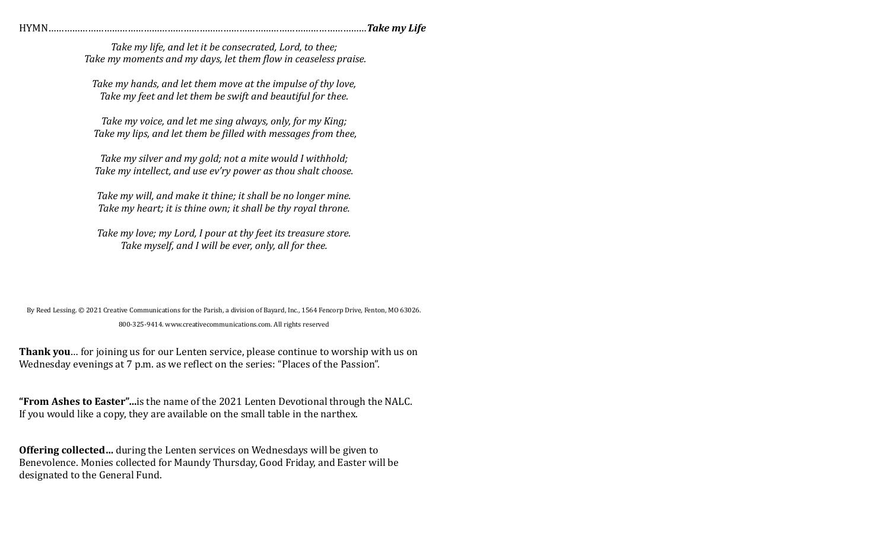HYMN……………………………………………………………………………………………………***Take my Life***

*Take my life, and let it be consecrated, Lord, to thee;*
*Take my moments and my days, let them flow in ceaseless praise.*

*Take my hands, and let them move at the impulse of thy love,*
*Take my feet and let them be swift and beautiful for thee.*

*Take my voice, and let me sing always, only, for my King;*
*Take my lips, and let them be filled with messages from thee,*

*Take my silver and my gold; not a mite would I withhold;*
*Take my intellect, and use ev'ry power as thou shalt choose.*

*Take my will, and make it thine; it shall be no longer mine.*
*Take my heart; it is thine own; it shall be thy royal throne.*

*Take my love; my Lord, I pour at thy feet its treasure store.*
*Take myself, and I will be ever, only, all for thee.*

By Reed Lessing. © 2021 Creative Communications for the Parish, a division of Bayard, Inc., 1564 Fencorp Drive, Fenton, MO 63026.
800-325-9414. www.creativecommunications.com. All rights reserved

**Thank you**… for joining us for our Lenten service, please continue to worship with us on Wednesday evenings at 7 p.m. as we reflect on the series: "Places of the Passion".

**"From Ashes to Easter"...**is the name of the 2021 Lenten Devotional through the NALC. If you would like a copy, they are available on the small table in the narthex.

**Offering collected…** during the Lenten services on Wednesdays will be given to Benevolence. Monies collected for Maundy Thursday, Good Friday, and Easter will be designated to the General Fund.